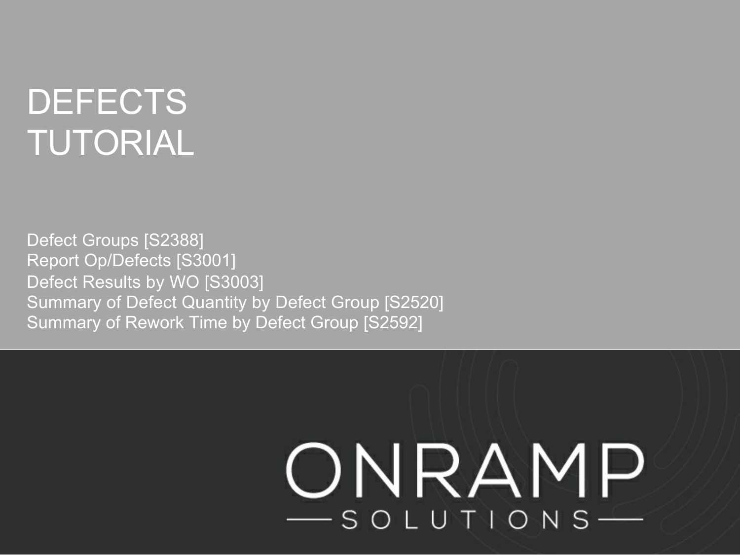# DEFECTS TUTORIAL

Defect Groups [S2388]
Report Op/Defects [S3001]
Defect Results by WO [S3003]
Summary of Defect Quantity by Defect Group [S2520]
Summary of Rework Time by Defect Group [S2592]

ONRAMP SOLUTIONS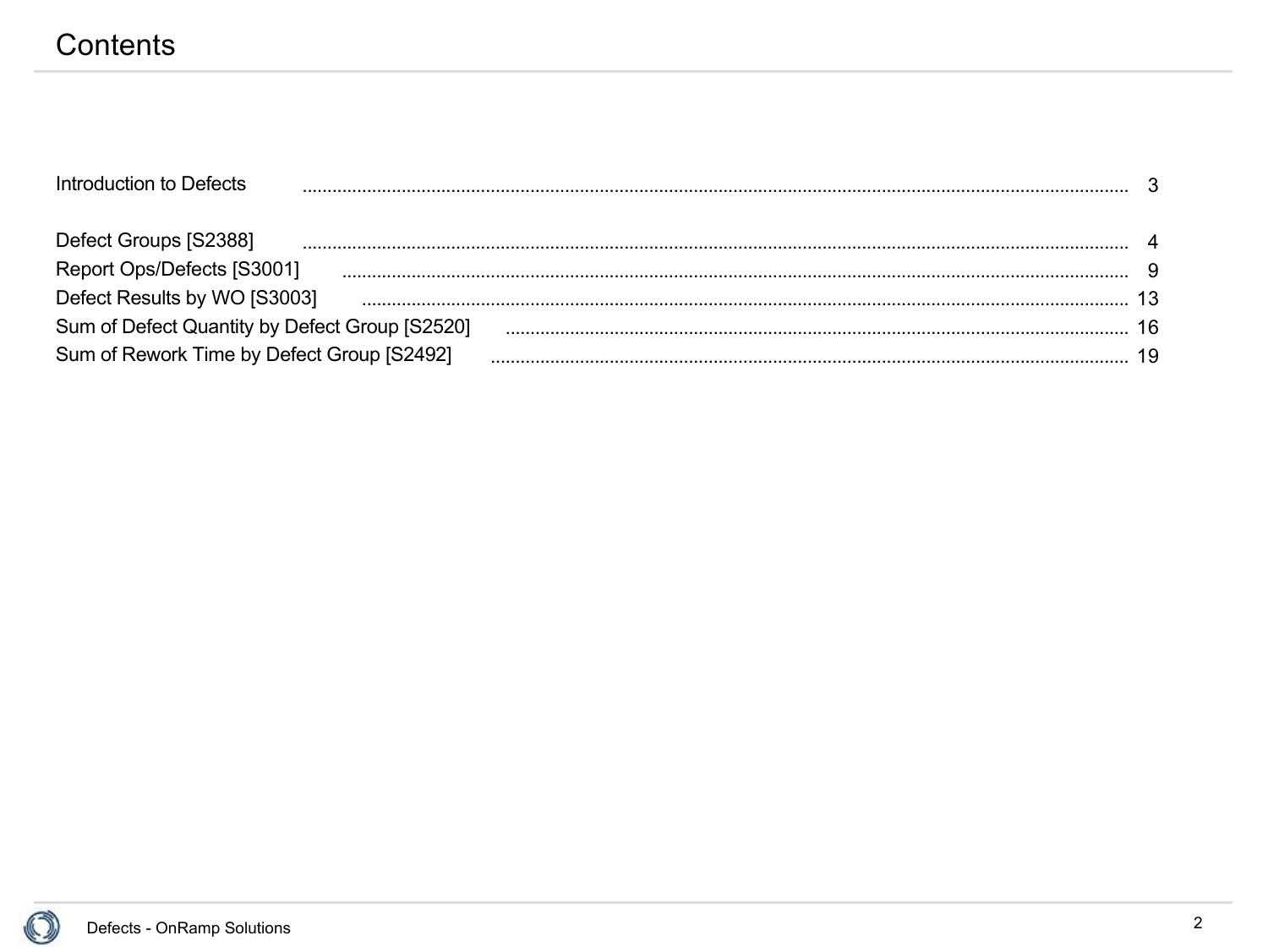# Contents

Introduction to Defects ........................................................................................................ 3

Defect Groups [S2388] ........................................................................................................ 4
Report Ops/Defects [S3001] ........................................................................................................ 9
Defect Results by WO [S3003] ........................................................................................................ 13
Sum of Defect Quantity by Defect Group [S2520] ........................................................................................................ 16
Sum of Rework Time by Defect Group [S2492] ........................................................................................................ 19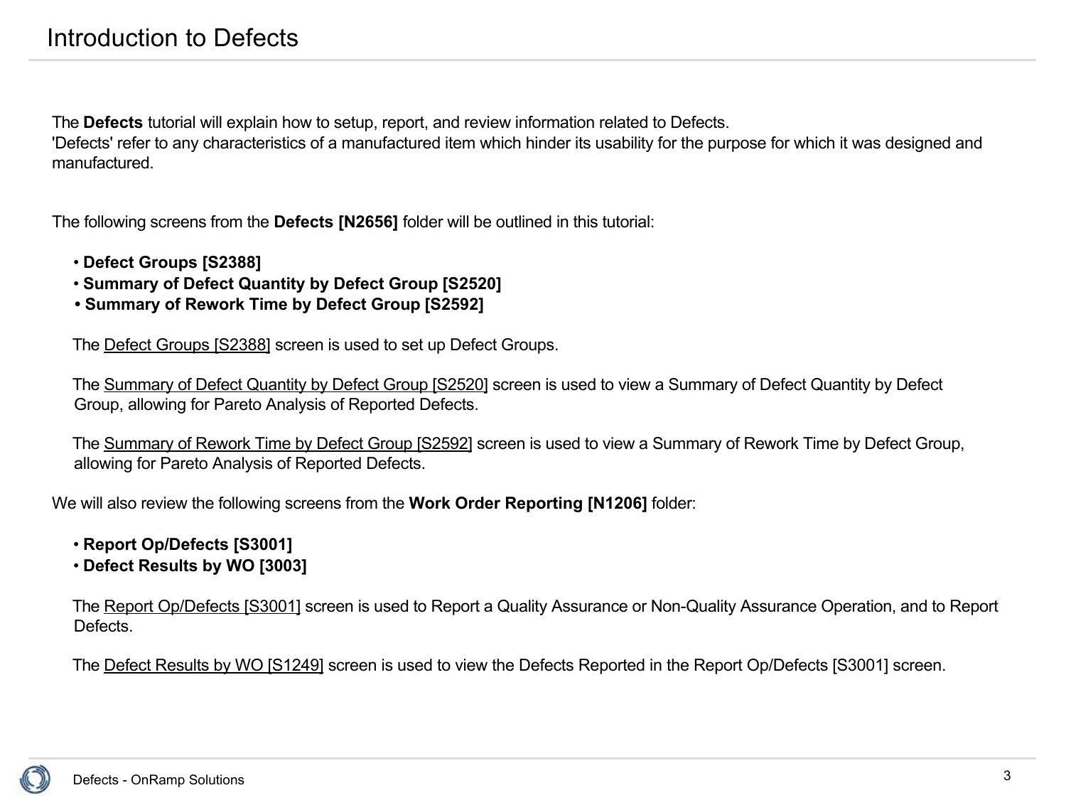# Introduction to Defects

The **Defects** tutorial will explain how to setup, report, and review information related to Defects.
'Defects' refer to any characteristics of a manufactured item which hinder its usability for the purpose for which it was designed and manufactured.

The following screens from the **Defects [N2656]** folder will be outlined in this tutorial:

- **Defect Groups [S2388]**
- **Summary of Defect Quantity by Defect Group [S2520]**
- **Summary of Rework Time by Defect Group [S2592]**

The Defect Groups [S2388] screen is used to set up Defect Groups.

The Summary of Defect Quantity by Defect Group [S2520] screen is used to view a Summary of Defect Quantity by Defect Group, allowing for Pareto Analysis of Reported Defects.

The Summary of Rework Time by Defect Group [S2592] screen is used to view a Summary of Rework Time by Defect Group, allowing for Pareto Analysis of Reported Defects.

We will also review the following screens from the **Work Order Reporting [N1206]** folder:

- **Report Op/Defects [S3001]**
- **Defect Results by WO [3003]**

The Report Op/Defects [S3001] screen is used to Report a Quality Assurance or Non-Quality Assurance Operation, and to Report Defects.

The Defect Results by WO [S1249] screen is used to view the Defects Reported in the Report Op/Defects [S3001] screen.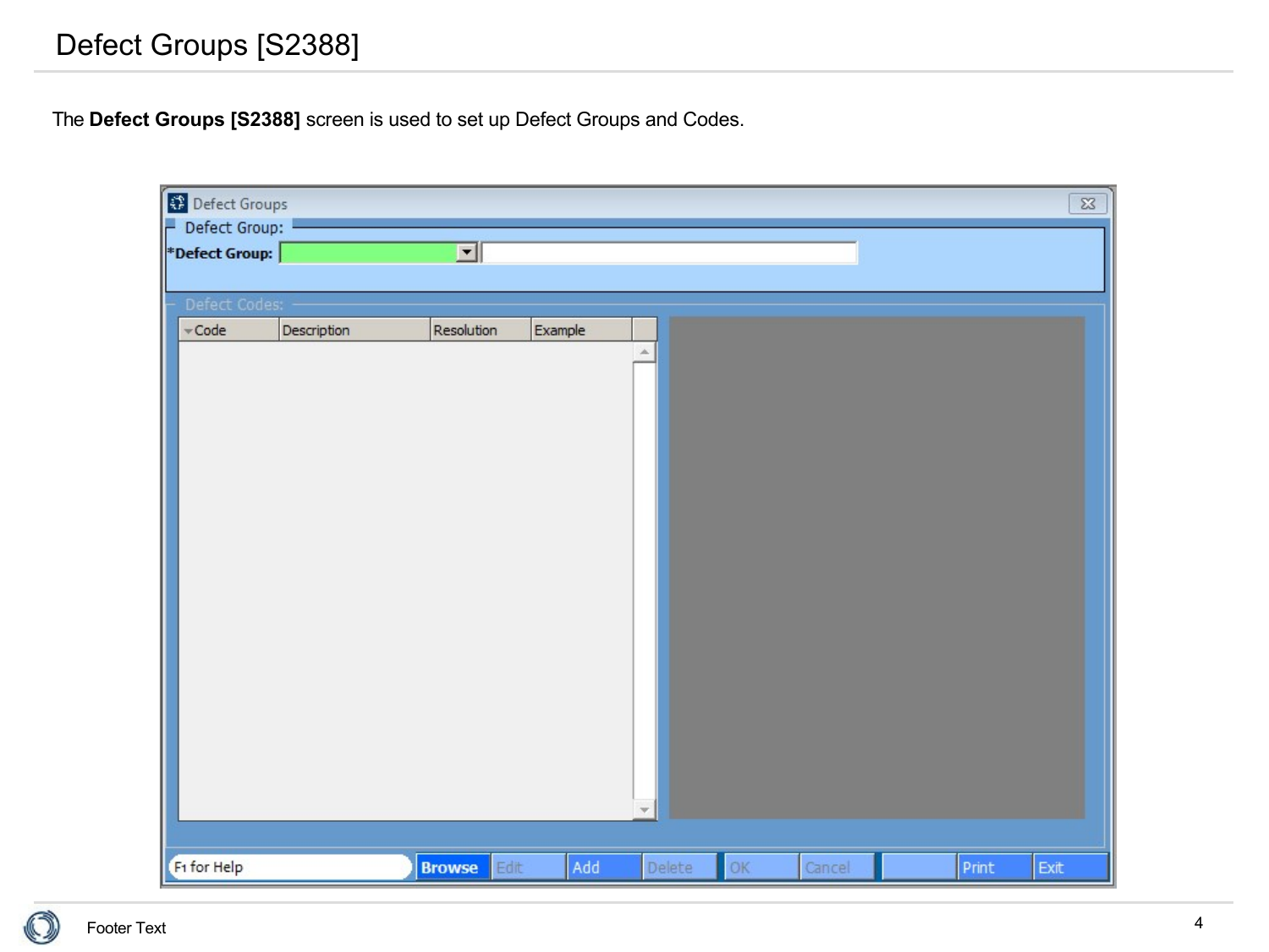# Defect Groups [S2388]

The **Defect Groups [S2388]** screen is used to set up Defect Groups and Codes.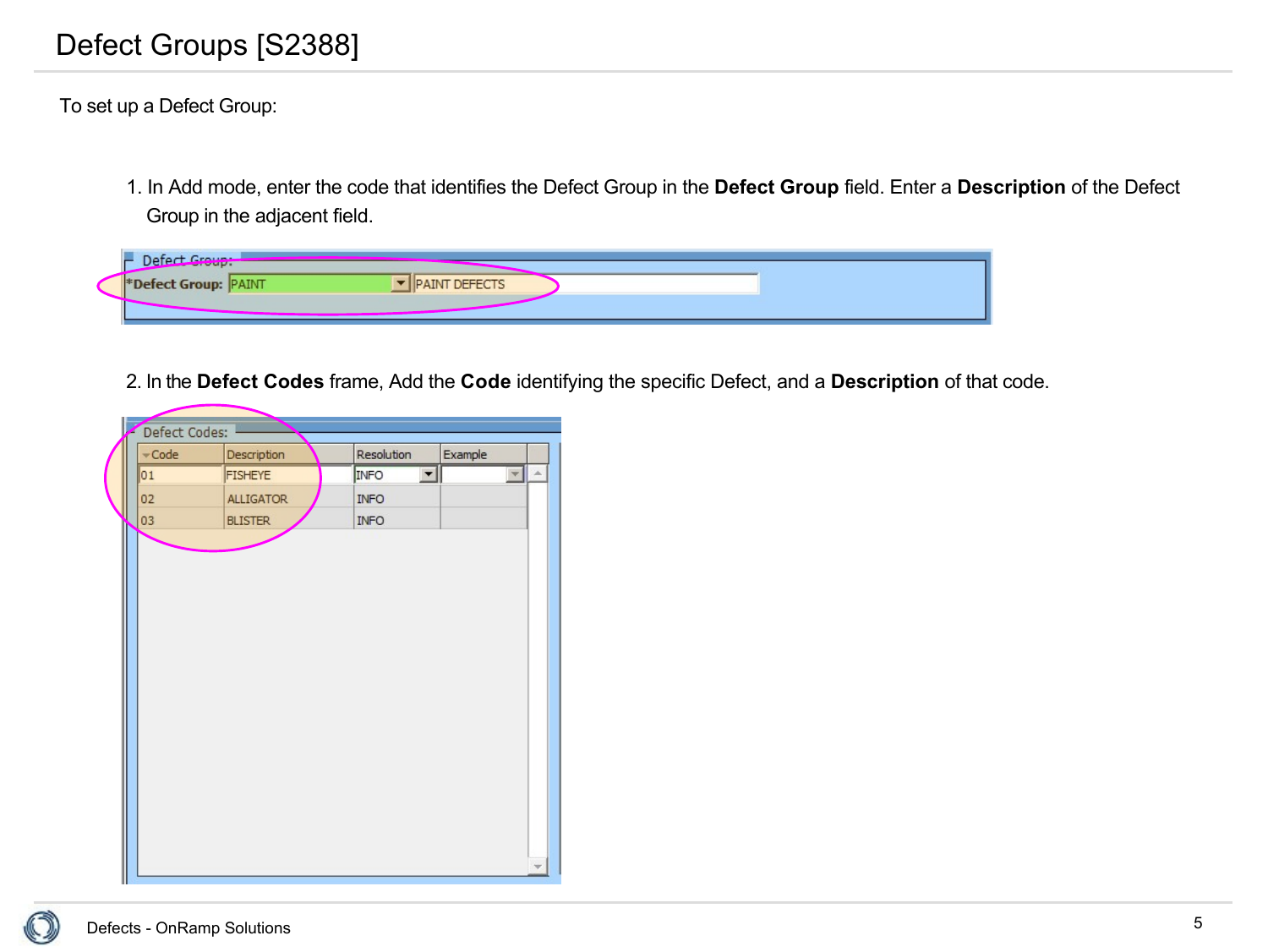# Defect Groups [S2388]

To set up a Defect Group:

1. In Add mode, enter the code that identifies the Defect Group in the **Defect Group** field. Enter a **Description** of the Defect Group in the adjacent field.

2. In the **Defect Codes** frame, Add the **Code** identifying the specific Defect, and a **Description** of that code.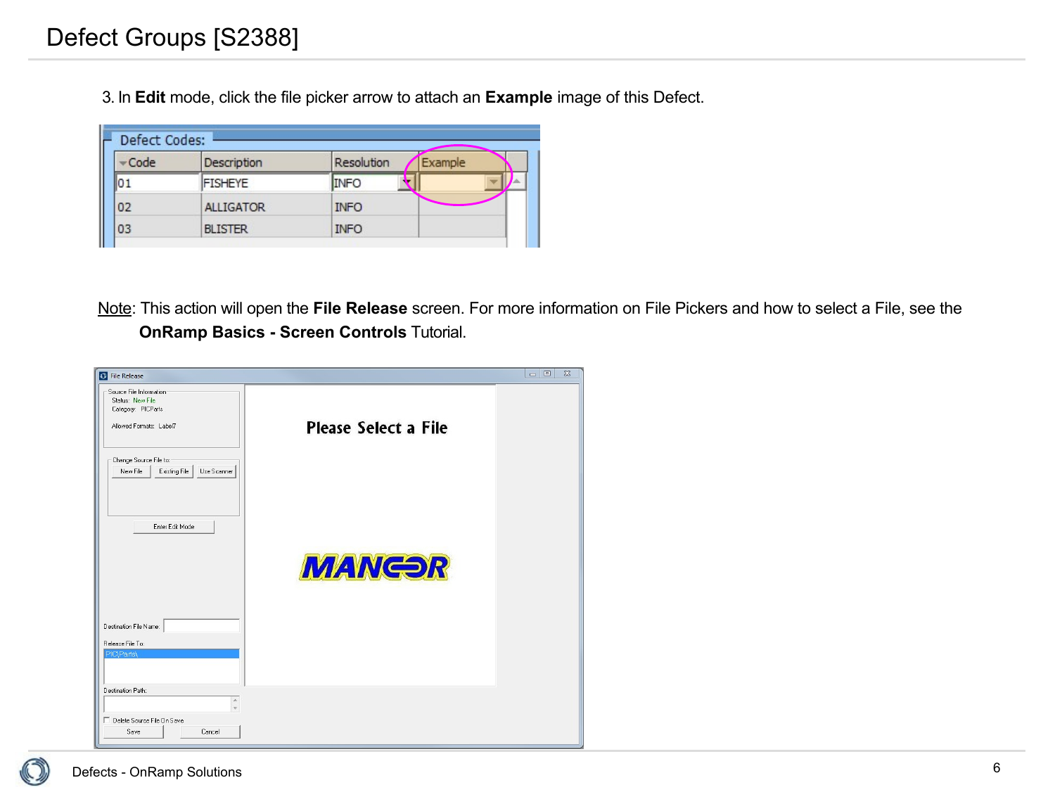# Defect Groups [S2388]

3. In **Edit** mode, click the file picker arrow to attach an **Example** image of this Defect.

Note: This action will open the **File Release** screen. For more information on File Pickers and how to select a File, see the **OnRamp Basics - Screen Controls** Tutorial.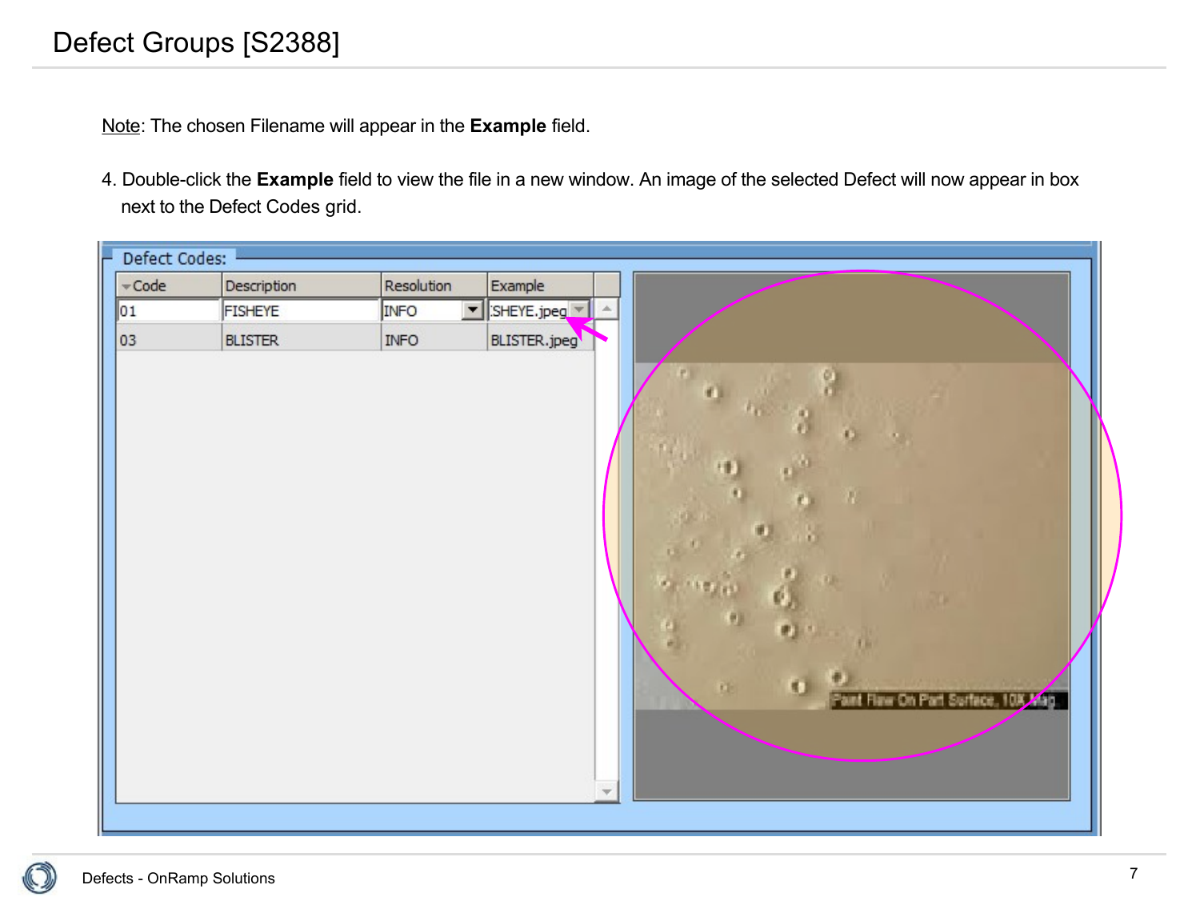# Defect Groups [S2388]

Note: The chosen Filename will appear in the **Example** field.

4. Double-click the **Example** field to view the file in a new window. An image of the selected Defect will now appear in box next to the Defect Codes grid.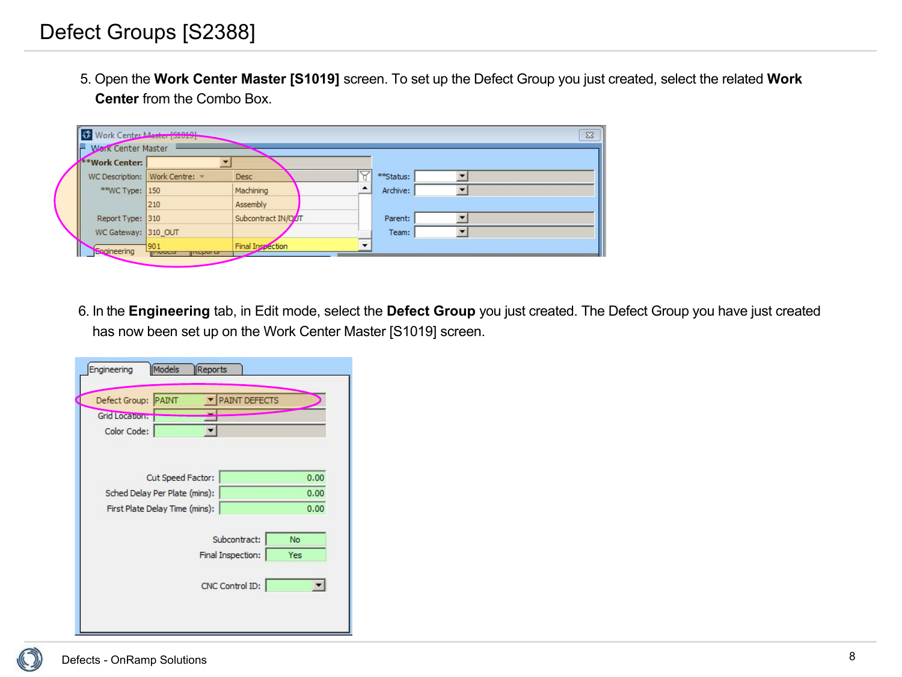# Defect Groups [S2388]

5. Open the **Work Center Master [S1019]** screen. To set up the Defect Group you just created, select the related **Work Center** from the Combo Box.

6. In the **Engineering** tab, in Edit mode, select the **Defect Group** you just created. The Defect Group you have just created has now been set up on the Work Center Master [S1019] screen.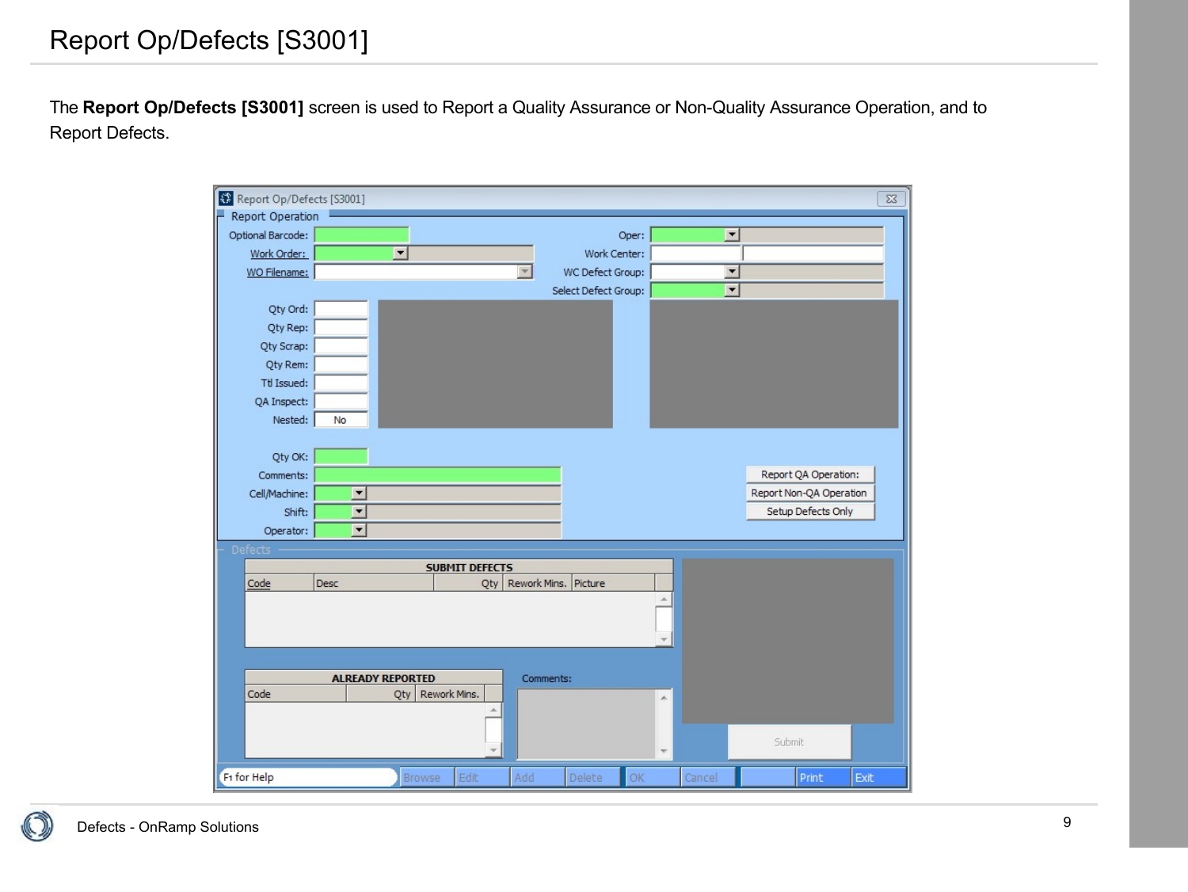# Report Op/Defects [S3001]

The **Report Op/Defects [S3001]** screen is used to Report a Quality Assurance or Non-Quality Assurance Operation, and to Report Defects.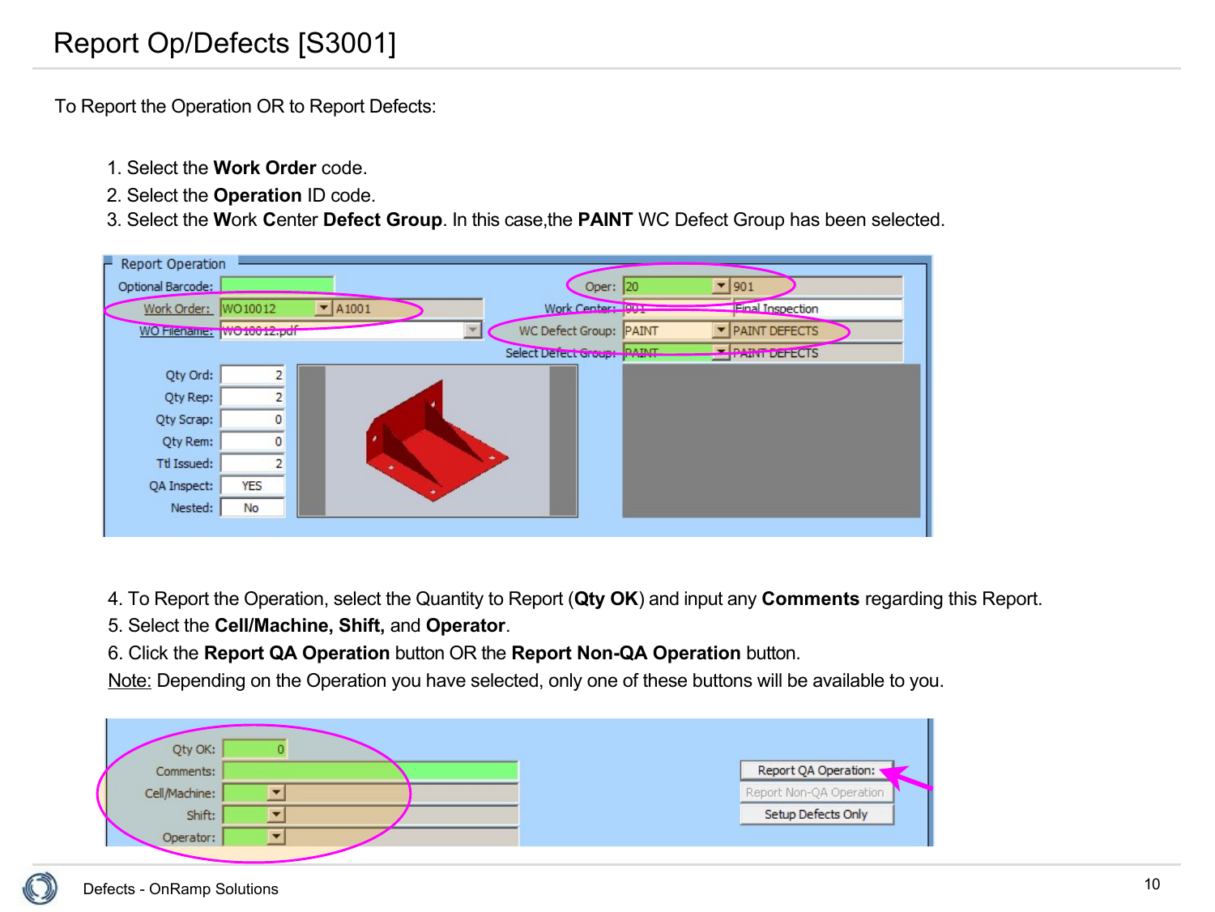# Report Op/Defects [S3001]

To Report the Operation OR to Report Defects:

1. Select the **Work Order** code.
2. Select the **Operation** ID code.
3. Select the **W**ork **C**enter **Defect Group**. In this case,the **PAINT** WC Defect Group has been selected.

4. To Report the Operation, select the Quantity to Report (**Qty OK**) and input any **Comments** regarding this Report.
5. Select the **Cell/Machine, Shift,** and **Operator**.
6. Click the **Report QA Operation** button OR the **Report Non-QA Operation** button.

Note: Depending on the Operation you have selected, only one of these buttons will be available to you.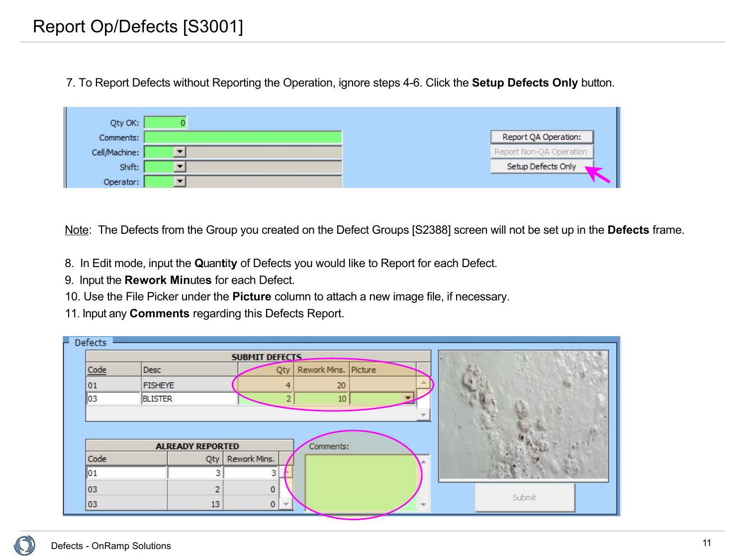# Report Op/Defects [S3001]

7. To Report Defects without Reporting the Operation, ignore steps 4-6. Click the **Setup Defects Only** button.

Note: The Defects from the Group you created on the Defect Groups [S2388] screen will not be set up in the **Defects** frame.

8. In Edit mode, input the **Quantity** of Defects you would like to Report for each Defect.
9. Input the **Rework Minutes** for each Defect.
10. Use the File Picker under the **Picture** column to attach a new image file, if necessary.
11. Input any **Comments** regarding this Defects Report.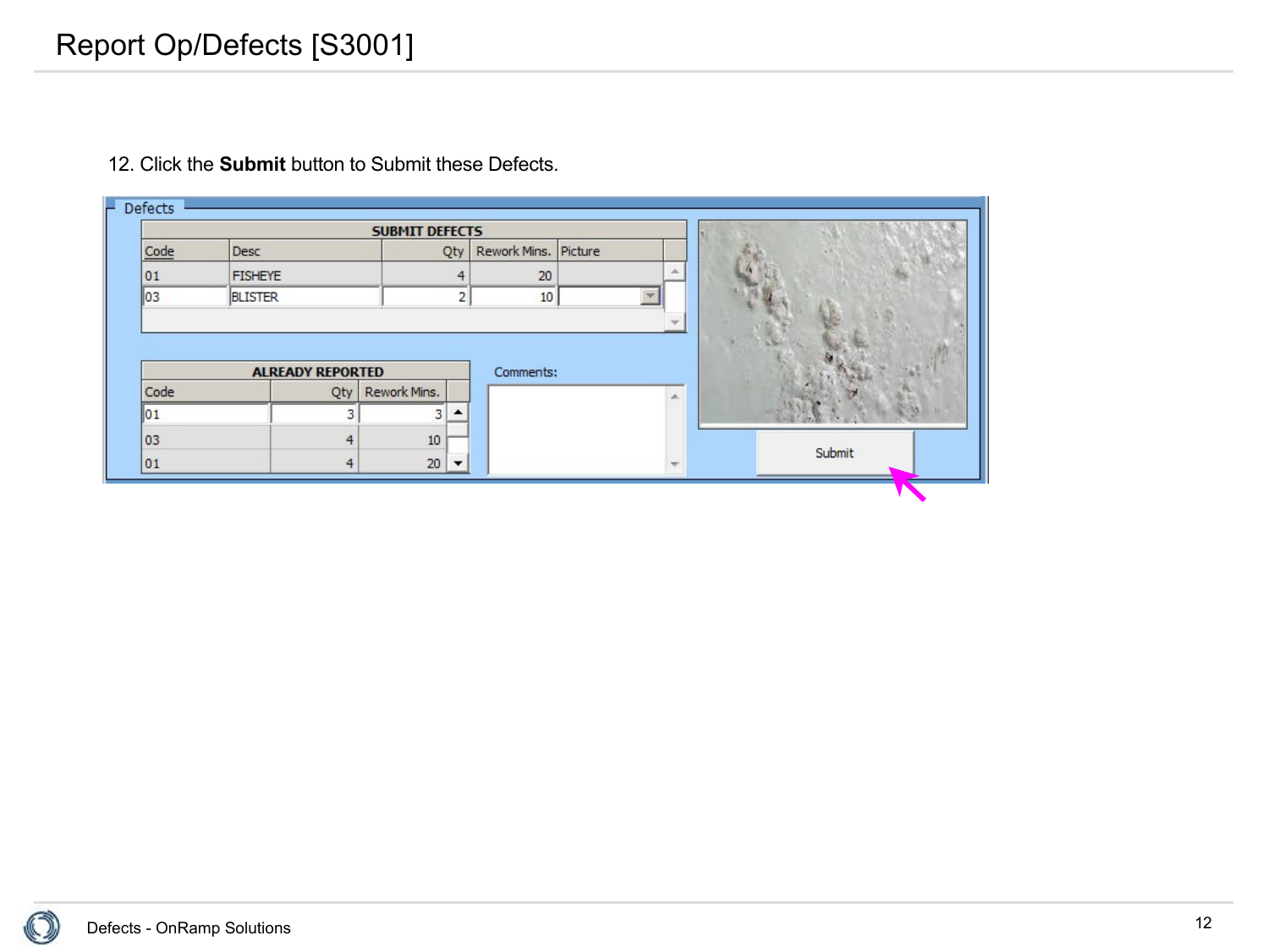# Report Op/Defects [S3001]

12. Click the **Submit** button to Submit these Defects.

Defects

| SUBMIT DEFECTS | | | | |
|---|---|---|---|---|
| Code | Desc | Qty | Rework Mins. | Picture |
| 01 | FISHEYE | 4 | 20 | |
| 03 | BLISTER | 2 | 10 | |

| ALREADY REPORTED | | |
|---|---|---|
| Code | Qty | Rework Mins. |
| 01 | 3 | 3 |
| 03 | 4 | 10 |
| 01 | 4 | 20 |

Comments:

Submit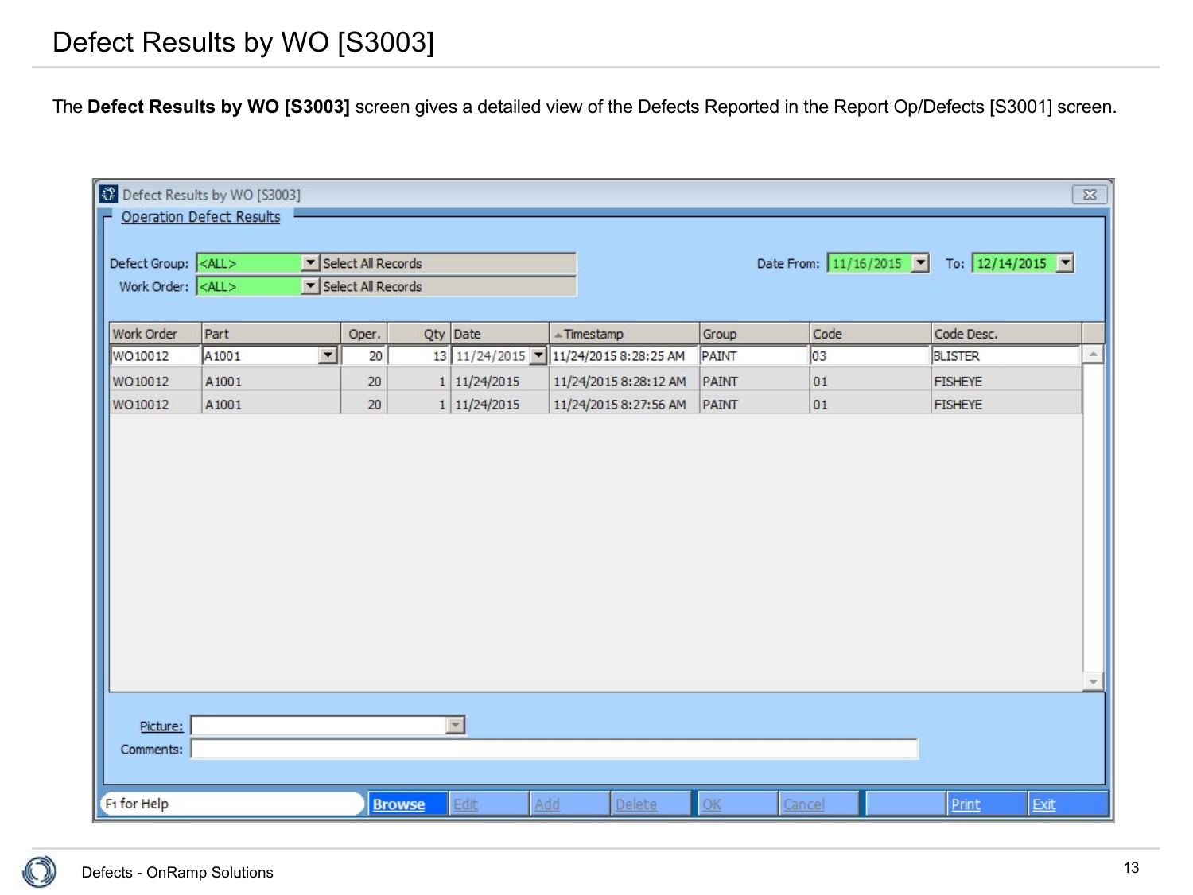# Defect Results by WO [S3003]

The **Defect Results by WO [S3003]** screen gives a detailed view of the Defects Reported in the Report Op/Defects [S3001] screen.

Defect Results by WO [S3003]

Operation Defect Results

Defect Group: <ALL> Select All Records

Work Order: <ALL> Select All Records

Date From: 11/16/2015 To: 12/14/2015

| Work Order | Part | Oper. | Qty | Date | Timestamp | Group | Code | Code Desc. |
|---|---|---|---|---|---|---|---|---|
| WO10012 | A1001 | 20 | 13 | 11/24/2015 | 11/24/2015 8:28:25 AM | PAINT | 03 | BLISTER |
| WO10012 | A1001 | 20 | 1 | 11/24/2015 | 11/24/2015 8:28:12 AM | PAINT | 01 | FISHEYE |
| WO10012 | A1001 | 20 | 1 | 11/24/2015 | 11/24/2015 8:27:56 AM | PAINT | 01 | FISHEYE |

Picture:

Comments:

F1 for Help | Browse | Edit | Add | Delete | OK | Cancel | Print | Exit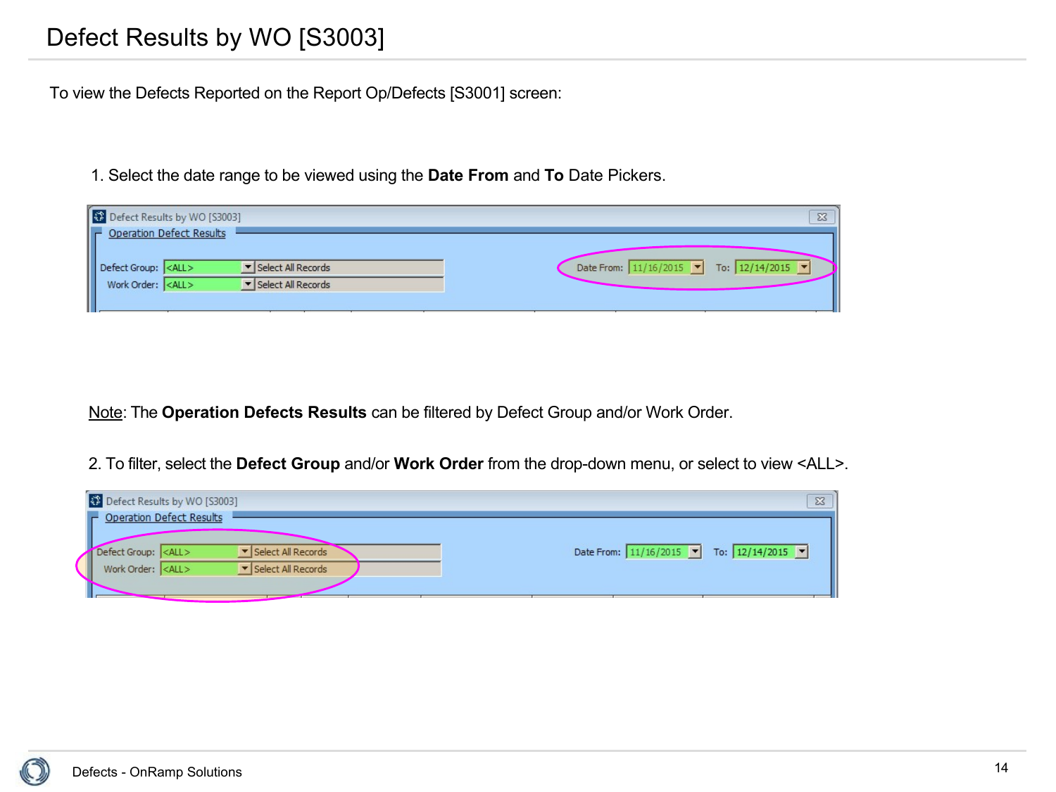# Defect Results by WO [S3003]

To view the Defects Reported on the Report Op/Defects [S3001] screen:

1. Select the date range to be viewed using the **Date From** and **To** Date Pickers.

<u>Note</u>: The **Operation Defects Results** can be filtered by Defect Group and/or Work Order.

2. To filter, select the **Defect Group** and/or **Work Order** from the drop-down menu, or select to view <ALL>.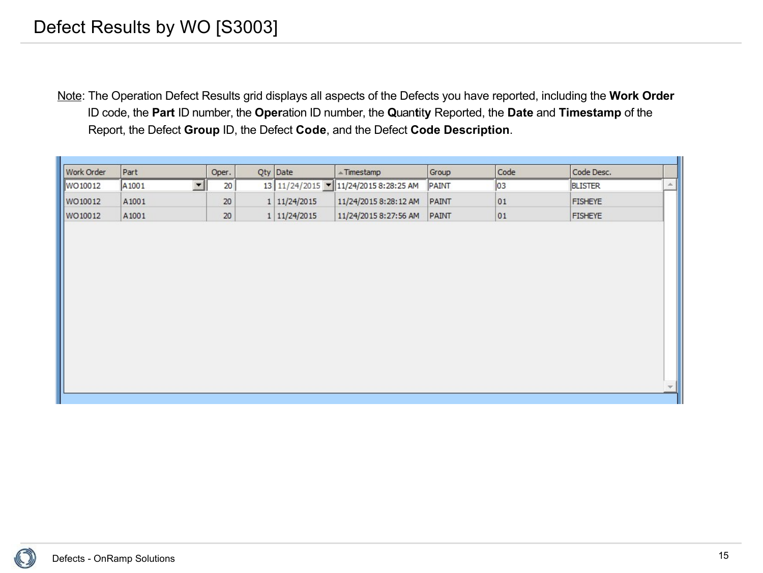# Defect Results by WO [S3003]

Note: The Operation Defect Results grid displays all aspects of the Defects you have reported, including the **Work Order** ID code, the **Part** ID number, the **Oper**ation ID number, the **Q**uan**t**it**y** Reported, the **Date** and **Timestamp** of the Report, the Defect **Group** ID, the Defect **Code**, and the Defect **Code Description**.

| Work Order | Part | Oper. | Qty | Date | Timestamp | Group | Code | Code Desc. |
|---|---|---|---|---|---|---|---|---|
| WO10012 | A1001 | 20 | 13 | 11/24/2015 | 11/24/2015 8:28:25 AM | PAINT | 03 | BLISTER |
| WO10012 | A1001 | 20 | 1 | 11/24/2015 | 11/24/2015 8:28:12 AM | PAINT | 01 | FISHEYE |
| WO10012 | A1001 | 20 | 1 | 11/24/2015 | 11/24/2015 8:27:56 AM | PAINT | 01 | FISHEYE |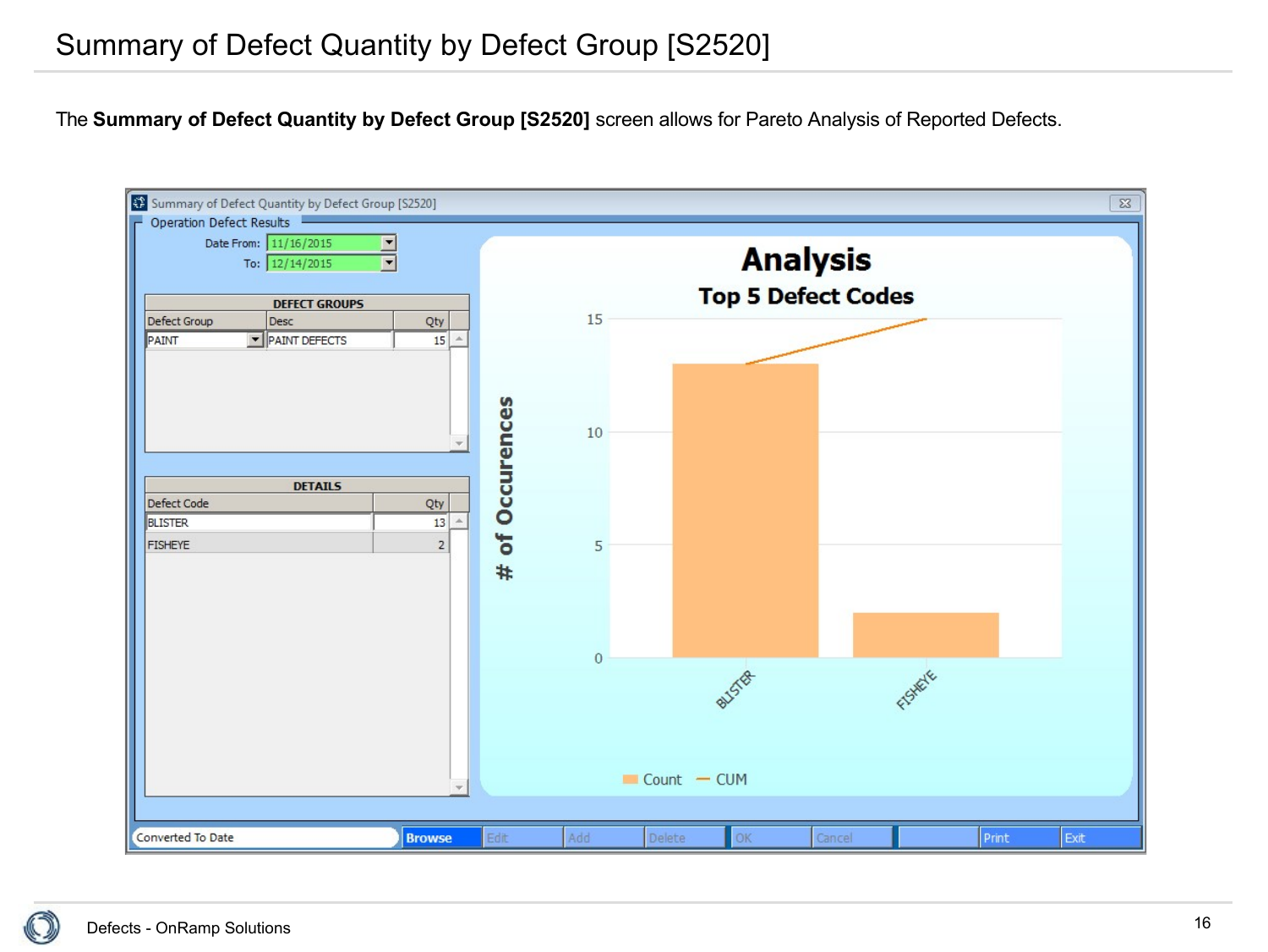# Summary of Defect Quantity by Defect Group [S2520]

The **Summary of Defect Quantity by Defect Group [S2520]** screen allows for Pareto Analysis of Reported Defects.

Summary of Defect Quantity by Defect Group [S2520]

Operation Defect Results

Date From: 11/16/2015

To: 12/14/2015

| DEFECT GROUPS | | |
|---|---|---|
| Defect Group | Desc | Qty |
| PAINT | PAINT DEFECTS | 15 |

| DETAILS | |
|---|---|
| Defect Code | Qty |
| BLISTER | 13 |
| FISHEYE | 2 |

**Analysis**

**Top 5 Defect Codes**

# of Occurences

Count — CUM

Converted To Date | Browse | Edit | Add | Delete | OK | Cancel | Print | Exit

Defects - OnRamp Solutions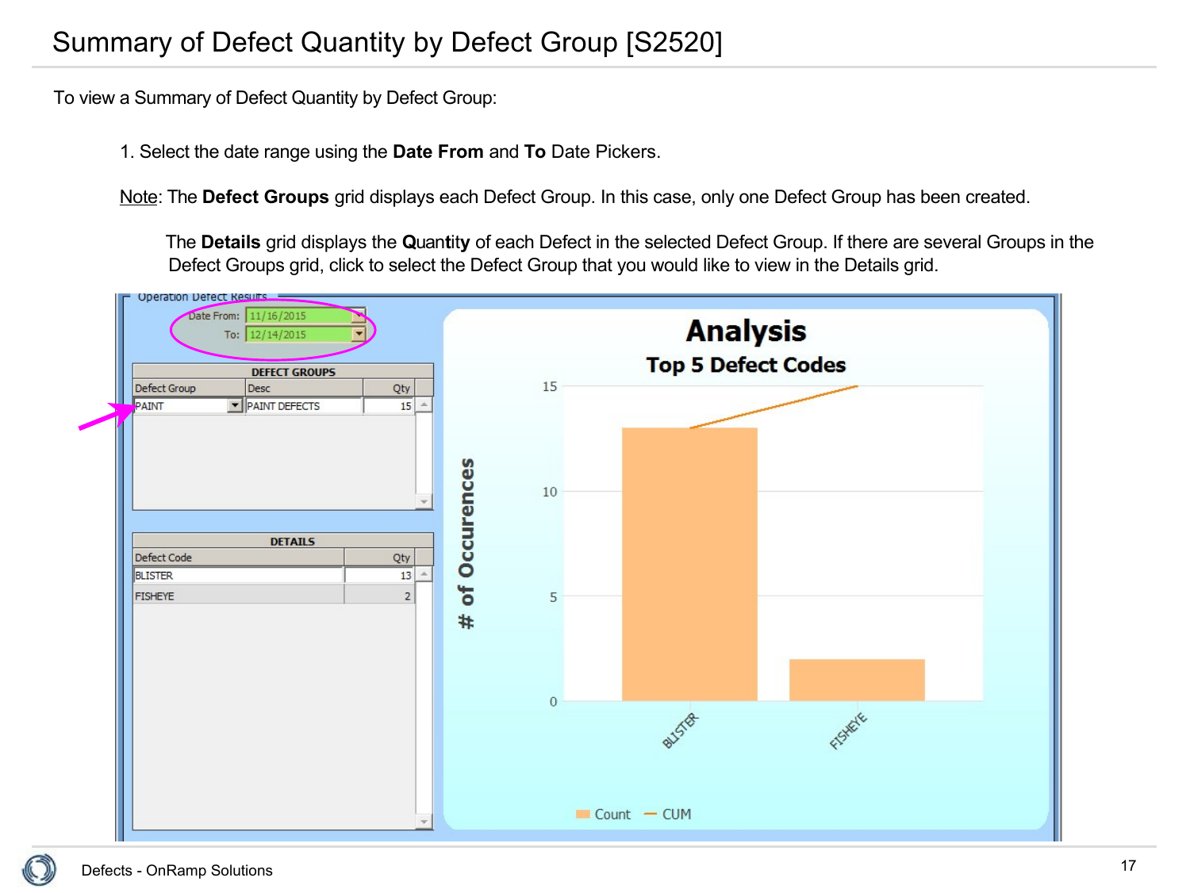# Summary of Defect Quantity by Defect Group [S2520]

To view a Summary of Defect Quantity by Defect Group:

1. Select the date range using the **Date From** and **To** Date Pickers.

<u>Note</u>: The **Defect Groups** grid displays each Defect Group. In this case, only one Defect Group has been created.

The **Details** grid displays the **Quantity** of each Defect in the selected Defect Group. If there are several Groups in the Defect Groups grid, click to select the Defect Group that you would like to view in the Details grid.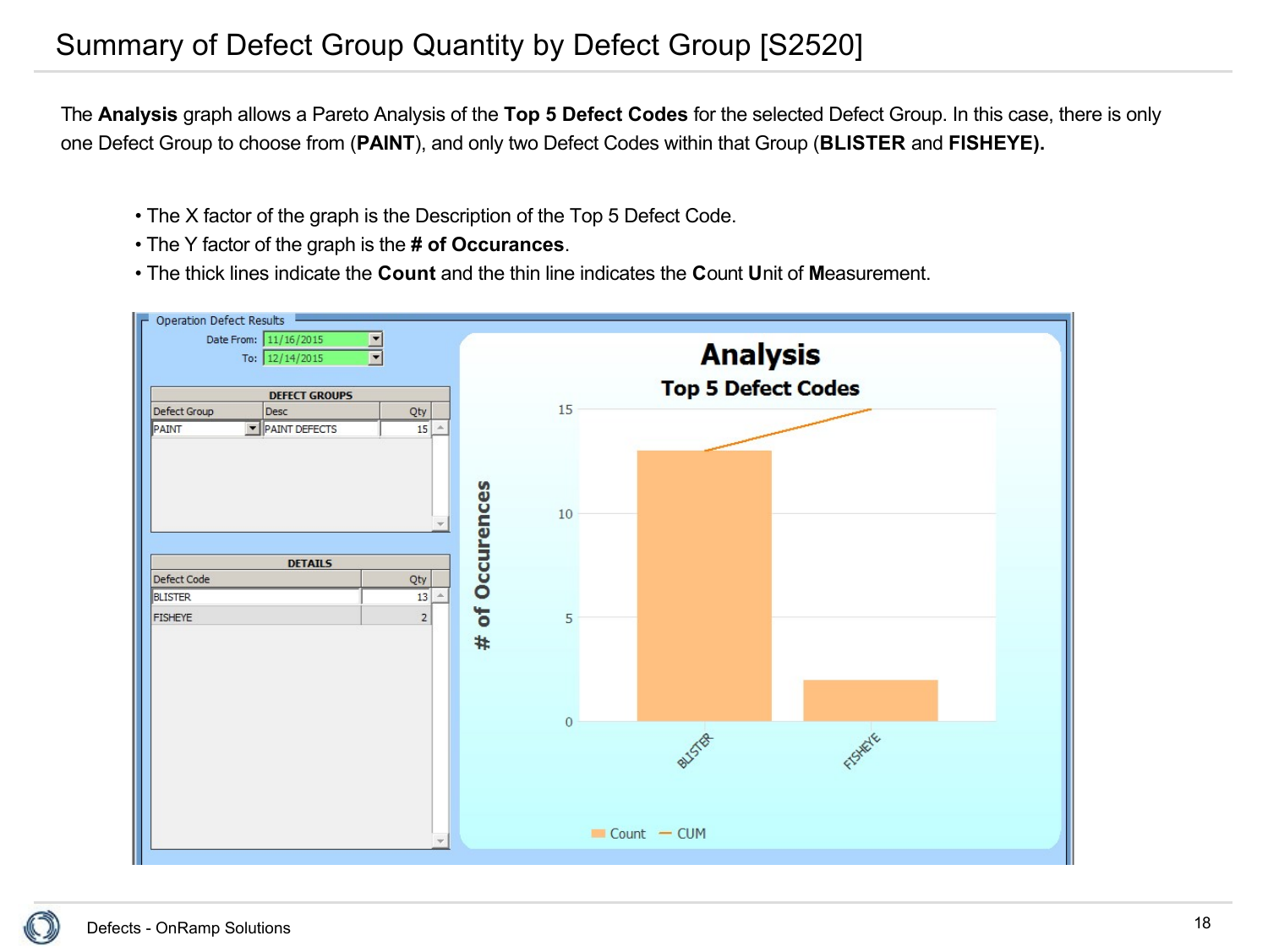# Summary of Defect Group Quantity by Defect Group [S2520]

The **Analysis** graph allows a Pareto Analysis of the **Top 5 Defect Codes** for the selected Defect Group. In this case, there is only one Defect Group to choose from (**PAINT**), and only two Defect Codes within that Group (**BLISTER** and **FISHEYE).**

- The X factor of the graph is the Description of the Top 5 Defect Code.
- The Y factor of the graph is the **# of Occurances**.
- The thick lines indicate the **Count** and the thin line indicates the **C**ount **U**nit of **M**easurement.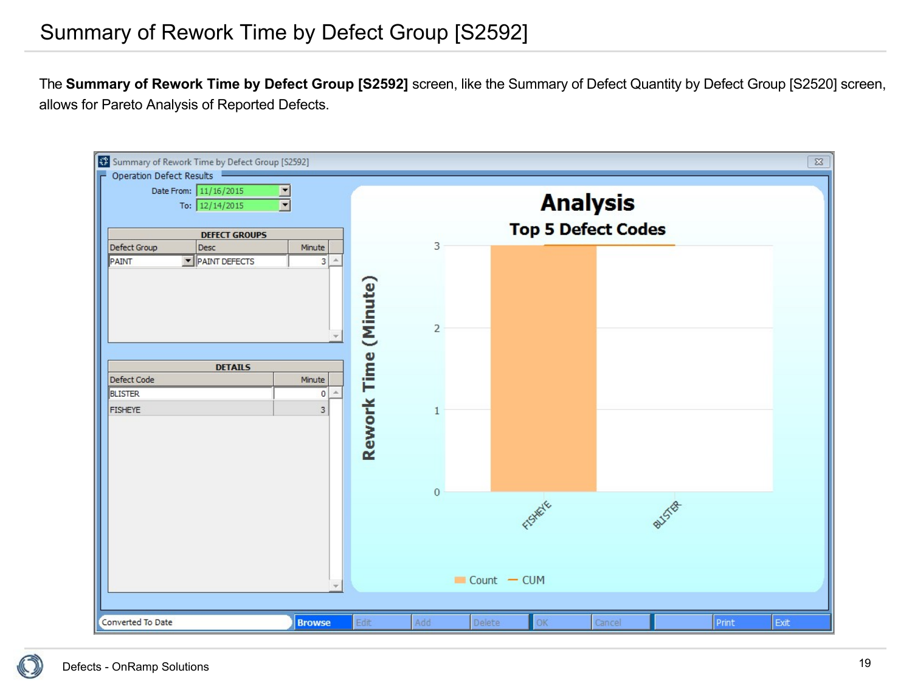# Summary of Rework Time by Defect Group [S2592]

The **Summary of Rework Time by Defect Group [S2592]** screen, like the Summary of Defect Quantity by Defect Group [S2520] screen, allows for Pareto Analysis of Reported Defects.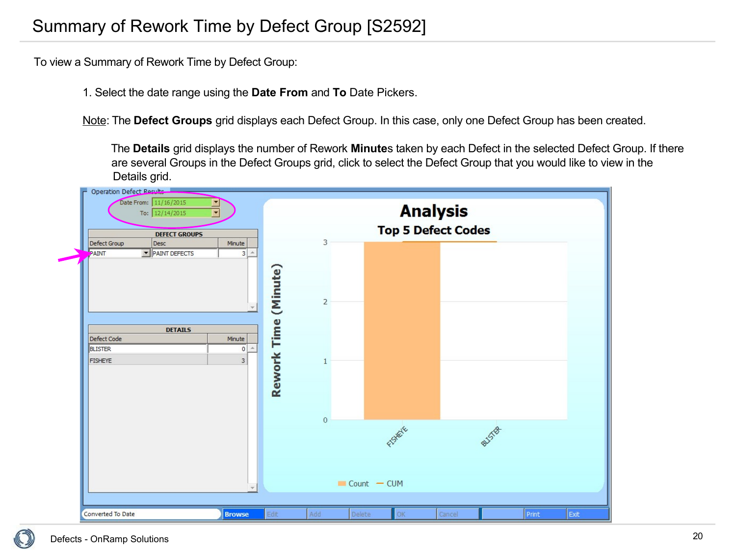# Summary of Rework Time by Defect Group [S2592]

To view a Summary of Rework Time by Defect Group:

1. Select the date range using the **Date From** and **To** Date Pickers.

Note: The **Defect Groups** grid displays each Defect Group. In this case, only one Defect Group has been created.

The **Details** grid displays the number of Rework **Minute**s taken by each Defect in the selected Defect Group. If there are several Groups in the Defect Groups grid, click to select the Defect Group that you would like to view in the Details grid.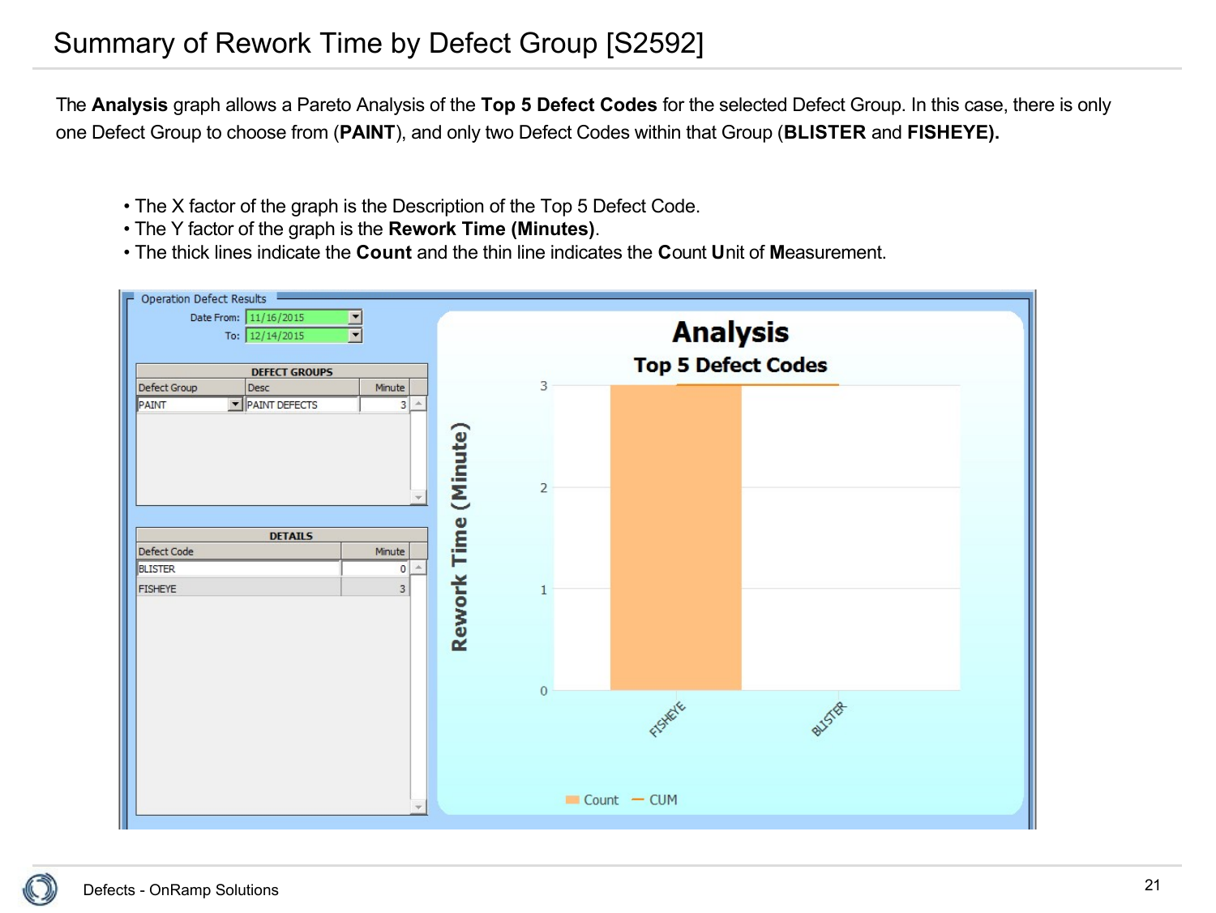# Summary of Rework Time by Defect Group [S2592]

The **Analysis** graph allows a Pareto Analysis of the **Top 5 Defect Codes** for the selected Defect Group. In this case, there is only one Defect Group to choose from (**PAINT**), and only two Defect Codes within that Group (**BLISTER** and **FISHEYE).**

- The X factor of the graph is the Description of the Top 5 Defect Code.
- The Y factor of the graph is the **Rework Time (Minutes)**.
- The thick lines indicate the **Count** and the thin line indicates the **C**ount **U**nit of **M**easurement.

Operation Defect Results

Date From: 11/16/2015

To: 12/14/2015

DEFECT GROUPS

| Defect Group | Desc | Minute |
|---|---|---|
| PAINT | PAINT DEFECTS | 3 |

DETAILS

| Defect Code | Minute |
|---|---|
| BLISTER | 0 |
| FISHEYE | 3 |

Analysis

Top 5 Defect Codes

Rework Time (Minute)

3

2

1

0

FISHEYE

BLISTER

Count

CUM

Defects - OnRamp Solutions